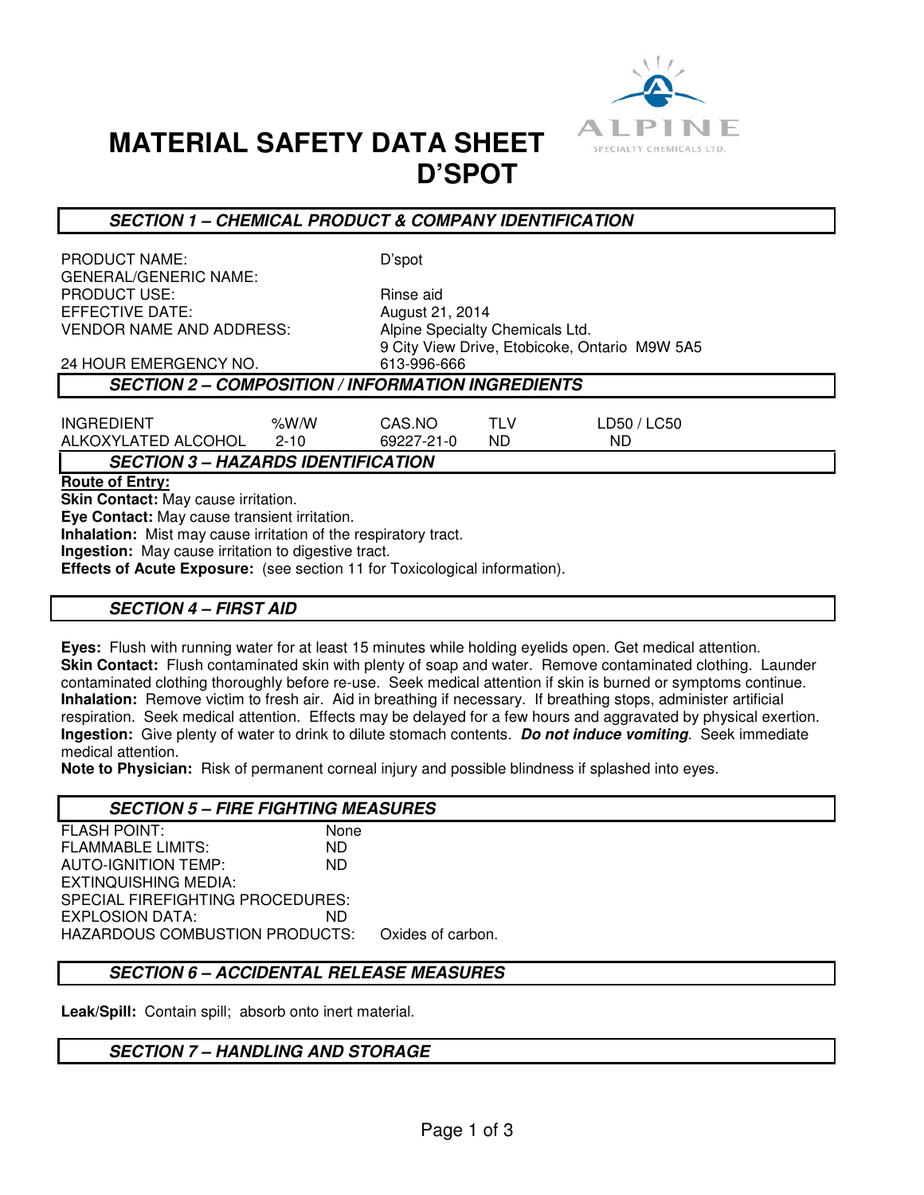# MATERIAL SAFETY DATA SHEET
# D'SPOT

## SECTION 1 – CHEMICAL PRODUCT & COMPANY IDENTIFICATION

| | |
|---|---|
| PRODUCT NAME: | D'spot |
| GENERAL/GENERIC NAME: | |
| PRODUCT USE: | Rinse aid |
| EFFECTIVE DATE: | August 21, 2014 |
| VENDOR NAME AND ADDRESS: | Alpine Specialty Chemicals Ltd.<br>9 City View Drive, Etobicoke, Ontario M9W 5A5 |
| 24 HOUR EMERGENCY NO. | 613-996-666 |

## SECTION 2 – COMPOSITION / INFORMATION INGREDIENTS

| INGREDIENT | %W/W | CAS.NO | TLV | LD50 / LC50 |
|---|---|---|---|---|
| ALKOXYLATED ALCOHOL | 2-10 | 69227-21-0 | ND | ND |

## SECTION 3 – HAZARDS IDENTIFICATION

**Route of Entry:**

**Skin Contact:** May cause irritation.

**Eye Contact:** May cause transient irritation.

**Inhalation:** Mist may cause irritation of the respiratory tract.

**Ingestion:** May cause irritation to digestive tract.

**Effects of Acute Exposure:** (see section 11 for Toxicological information).

## SECTION 4 – FIRST AID

**Eyes:** Flush with running water for at least 15 minutes while holding eyelids open. Get medical attention.

**Skin Contact:** Flush contaminated skin with plenty of soap and water. Remove contaminated clothing. Launder contaminated clothing thoroughly before re-use. Seek medical attention if skin is burned or symptoms continue.

**Inhalation:** Remove victim to fresh air. Aid in breathing if necessary. If breathing stops, administer artificial respiration. Seek medical attention. Effects may be delayed for a few hours and aggravated by physical exertion.

**Ingestion:** Give plenty of water to drink to dilute stomach contents. ***Do not induce vomiting***. Seek immediate medical attention.

**Note to Physician:** Risk of permanent corneal injury and possible blindness if splashed into eyes.

## SECTION 5 – FIRE FIGHTING MEASURES

| | |
|---|---|
| FLASH POINT: | None |
| FLAMMABLE LIMITS: | ND |
| AUTO-IGNITION TEMP: | ND |
| EXTINQUISHING MEDIA: | |
| SPECIAL FIREFIGHTING PROCEDURES: | |
| EXPLOSION DATA: | ND |
| HAZARDOUS COMBUSTION PRODUCTS: | Oxides of carbon. |

## SECTION 6 – ACCIDENTAL RELEASE MEASURES

**Leak/Spill:** Contain spill; absorb onto inert material.

## SECTION 7 – HANDLING AND STORAGE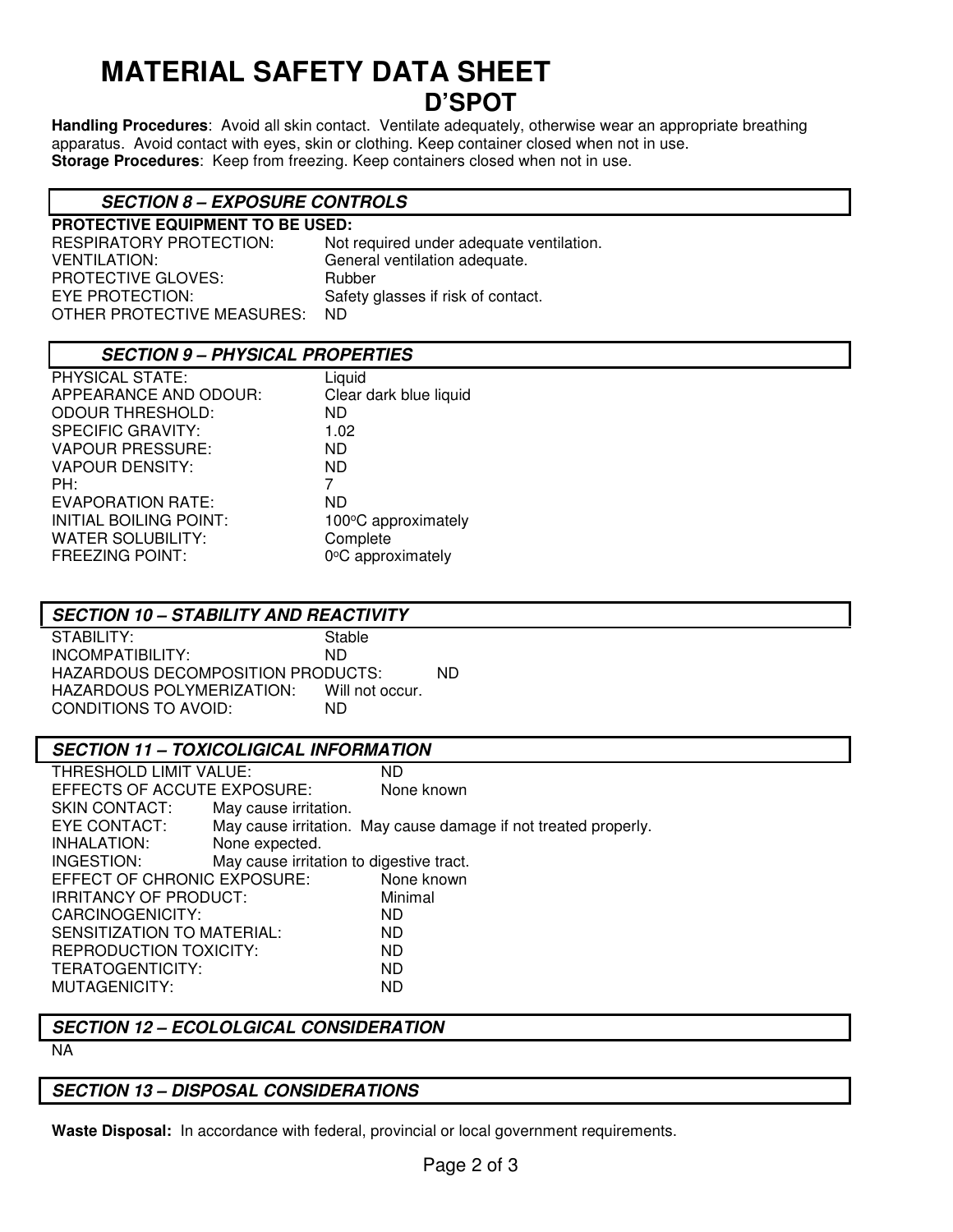# MATERIAL SAFETY DATA SHEET

## D'SPOT

**Handling Procedures**: Avoid all skin contact. Ventilate adequately, otherwise wear an appropriate breathing apparatus. Avoid contact with eyes, skin or clothing. Keep container closed when not in use.
**Storage Procedures**: Keep from freezing. Keep containers closed when not in use.

### *SECTION 8 – EXPOSURE CONTROLS*

**PROTECTIVE EQUIPMENT TO BE USED:**

| | |
|---|---|
| RESPIRATORY PROTECTION: | Not required under adequate ventilation. |
| VENTILATION: | General ventilation adequate. |
| PROTECTIVE GLOVES: | Rubber |
| EYE PROTECTION: | Safety glasses if risk of contact. |
| OTHER PROTECTIVE MEASURES: | ND |

### *SECTION 9 – PHYSICAL PROPERTIES*

| | |
|---|---|
| PHYSICAL STATE: | Liquid |
| APPEARANCE AND ODOUR: | Clear dark blue liquid |
| ODOUR THRESHOLD: | ND |
| SPECIFIC GRAVITY: | 1.02 |
| VAPOUR PRESSURE: | ND |
| VAPOUR DENSITY: | ND |
| PH: | 7 |
| EVAPORATION RATE: | ND |
| INITIAL BOILING POINT: | 100$^{o}$C approximately |
| WATER SOLUBILITY: | Complete |
| FREEZING POINT: | 0$^{o}$C approximately |

### *SECTION 10 – STABILITY AND REACTIVITY*

| | |
|---|---|
| STABILITY: | Stable |
| INCOMPATIBILITY: | ND |
| HAZARDOUS DECOMPOSITION PRODUCTS: | ND |
| HAZARDOUS POLYMERIZATION: | Will not occur. |
| CONDITIONS TO AVOID: | ND |

### *SECTION 11 – TOXICOLIGICAL INFORMATION*

| | |
|---|---|
| THRESHOLD LIMIT VALUE: | ND |
| EFFECTS OF ACCUTE EXPOSURE: | None known |
| SKIN CONTACT: | May cause irritation. |
| EYE CONTACT: | May cause irritation. May cause damage if not treated properly. |
| INHALATION: | None expected. |
| INGESTION: | May cause irritation to digestive tract. |
| EFFECT OF CHRONIC EXPOSURE: | None known |
| IRRITANCY OF PRODUCT: | Minimal |
| CARCINOGENICITY: | ND |
| SENSITIZATION TO MATERIAL: | ND |
| REPRODUCTION TOXICITY: | ND |
| TERATOGENTICITY: | ND |
| MUTAGENICITY: | ND |

### *SECTION 12 – ECOLOLGICAL CONSIDERATION*

NA

### *SECTION 13 – DISPOSAL CONSIDERATIONS*

**Waste Disposal:** In accordance with federal, provincial or local government requirements.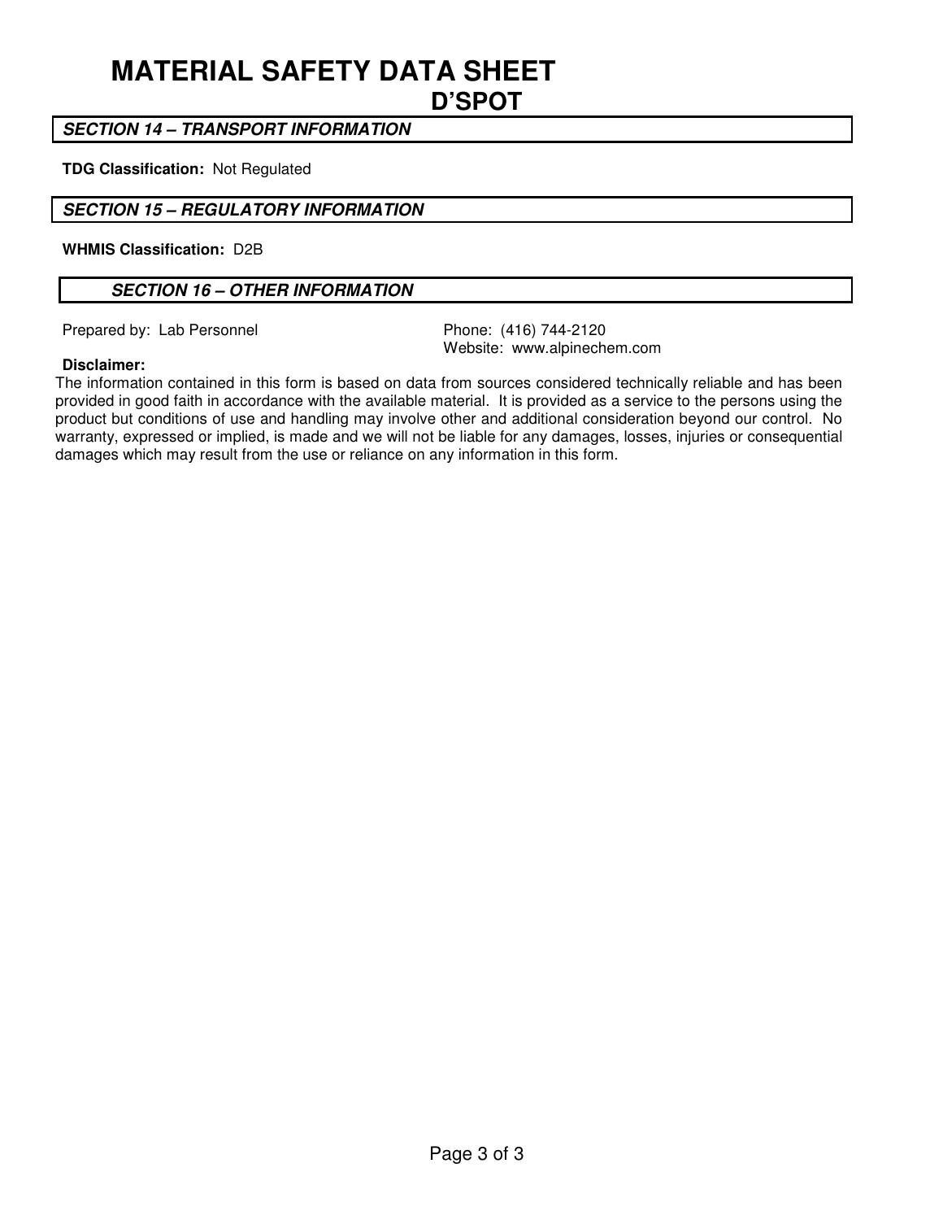# MATERIAL SAFETY DATA SHEET

## D'SPOT

### *SECTION 14 – TRANSPORT INFORMATION*

**TDG Classification:** Not Regulated

### *SECTION 15 – REGULATORY INFORMATION*

**WHMIS Classification:** D2B

### *SECTION 16 – OTHER INFORMATION*

Prepared by: Lab Personnel

Phone: (416) 744-2120
Website: www.alpinechem.com

**Disclaimer:**

The information contained in this form is based on data from sources considered technically reliable and has been provided in good faith in accordance with the available material. It is provided as a service to the persons using the product but conditions of use and handling may involve other and additional consideration beyond our control. No warranty, expressed or implied, is made and we will not be liable for any damages, losses, injuries or consequential damages which may result from the use or reliance on any information in this form.